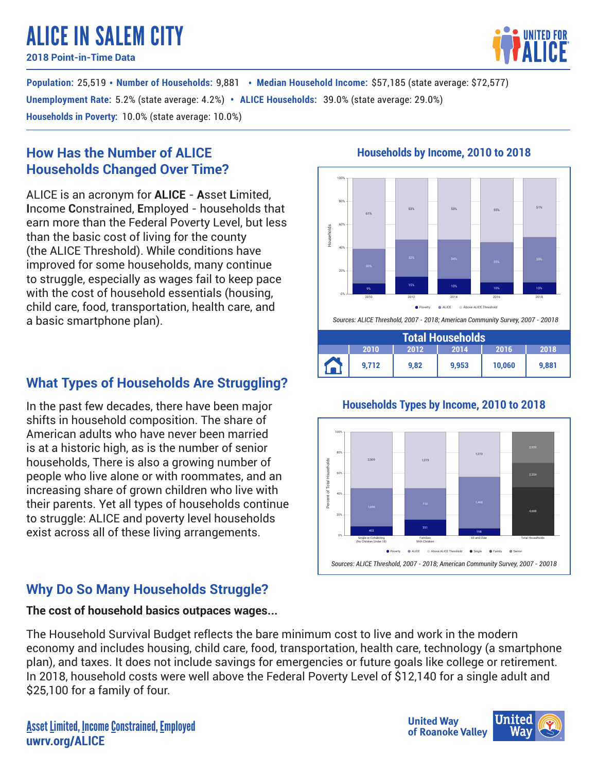# ALICE IN SALEM CITY

**2018 Point-in-Time Data**

**Population:** 25,519 • **Number of Households:** 9,881 • **Median Household Income:** $57,185 (state average: $72,577)
**Unemployment Rate:** 5.2% (state average: 4.2%) • **ALICE Households:** 39.0% (state average: 29.0%)
**Households in Poverty:** 10.0% (state average: 10.0%)

## How Has the Number of ALICE Households Changed Over Time?

ALICE is an acronym for **ALICE** - **A**sset **L**imited, **I**ncome **C**onstrained, **E**mployed - households that earn more than the Federal Poverty Level, but less than the basic cost of living for the county (the ALICE Threshold). While conditions have improved for some households, many continue to struggle, especially as wages fail to keep pace with the cost of household essentials (housing, child care, food, transportation, health care, and a basic smartphone plan).

### Households by Income, 2010 to 2018

| Year | Poverty | ALICE | Above ALICE Threshold |
|---|---|---|---|
| 2010 | 9% | 30% | 61% |
| 2012 | 15% | 32% | 53% |
| 2014 | 13% | 34% | 53% |
| 2016 | 10% | 35% | 55% |
| 2018 | 10% | 39% | 51% |

*Sources: ALICE Threshold, 2007 - 2018; American Community Survey, 2007 - 20018*

| Total Households | | | | |
|---|---|---|---|---|
| 2010 | 2012 | 2014 | 2016 | 2018 |
| 9,712 | 9,82 | 9,953 | 10,060 | 9,881 |

## What Types of Households Are Struggling?

In the past few decades, there have been major shifts in household composition. The share of American adults who have never been married is at a historic high, as is the number of senior households, There is also a growing number of people who live alone or with roommates, and an increasing share of grown children who live with their parents. Yet all types of households continue to struggle: ALICE and poverty level households exist across all of these living arrangements.

### Households Types by Income, 2010 to 2018

| Household Type | Poverty | ALICE | Above ALICE Threshold |
|---|---|---|---|
| Single or Cohabiting (No Children Under 18) | 403 | 1,696 | 2,509 |
| Families With Children | 351 | 710 | 1,273 |
| 65 and Over | 198 | 1,468 | 1,273 |

| Total Households | |
|---|---|
| Single | 4,608 |
| Family | 2,334 |
| Senior | 2,939 |

*Sources: ALICE Threshold, 2007 - 2018; American Community Survey, 2007 - 20018*

## Why Do So Many Households Struggle?

**The cost of household basics outpaces wages...**

The Household Survival Budget reflects the bare minimum cost to live and work in the modern economy and includes housing, child care, food, transportation, health care, technology (a smartphone plan), and taxes. It does not include savings for emergencies or future goals like college or retirement. In 2018, household costs were well above the Federal Poverty Level of $12,140 for a single adult and $25,100 for a family of four.

Asset Limited, Income Constrained, Employed
uwrv.org/ALICE

United Way of Roanoke Valley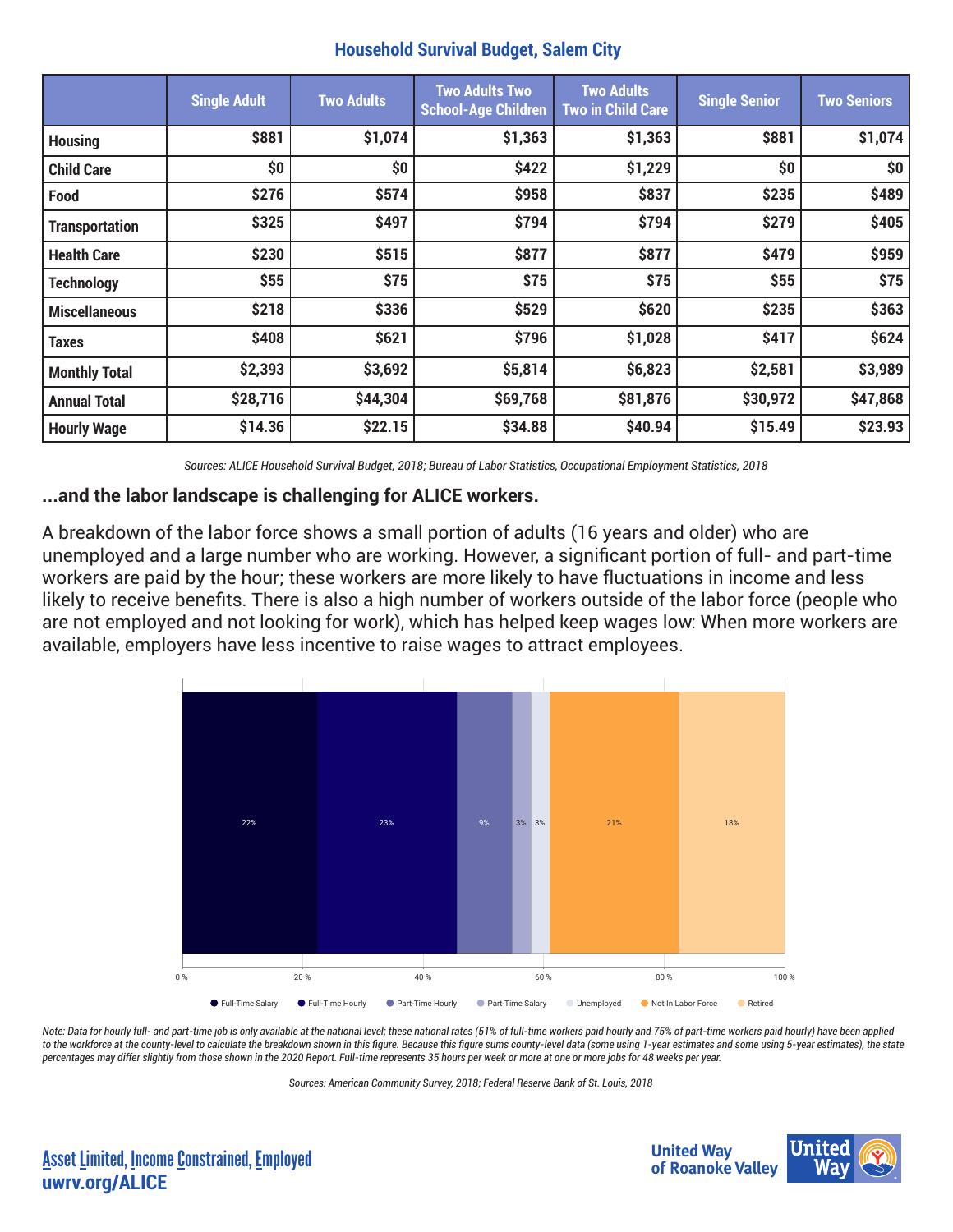## Household Survival Budget, Salem City

| | Single Adult | Two Adults | Two Adults Two School-Age Children | Two Adults Two in Child Care | Single Senior | Two Seniors |
|---|---|---|---|---|---|---|
| Housing | $881 | $1,074 | $1,363 | $1,363 | $881 | $1,074 |
| Child Care | $0 | $0 | $422 | $1,229 | $0 | $0 |
| Food | $276 | $574 | $958 | $837 | $235 | $489 |
| Transportation | $325 | $497 | $794 | $794 | $279 | $405 |
| Health Care | $230 | $515 | $877 | $877 | $479 | $959 |
| Technology | $55 | $75 | $75 | $75 | $55 | $75 |
| Miscellaneous | $218 | $336 | $529 | $620 | $235 | $363 |
| Taxes | $408 | $621 | $796 | $1,028 | $417 | $624 |
| Monthly Total | $2,393 | $3,692 | $5,814 | $6,823 | $2,581 | $3,989 |
| Annual Total | $28,716 | $44,304 | $69,768 | $81,876 | $30,972 | $47,868 |
| Hourly Wage | $14.36 | $22.15 | $34.88 | $40.94 | $15.49 | $23.93 |

*Sources: ALICE Household Survival Budget, 2018; Bureau of Labor Statistics, Occupational Employment Statistics, 2018*

**...and the labor landscape is challenging for ALICE workers.**

A breakdown of the labor force shows a small portion of adults (16 years and older) who are unemployed and a large number who are working. However, a significant portion of full- and part-time workers are paid by the hour; these workers are more likely to have fluctuations in income and less likely to receive benefits. There is also a high number of workers outside of the labor force (people who are not employed and not looking for work), which has helped keep wages low: When more workers are available, employers have less incentive to raise wages to attract employees.

22% 23% 9% 3% 3% 21% 18%

0 % 20 % 40 % 60 % 80 % 100 %

Full-Time Salary, Full-Time Hourly, Part-Time Hourly, Part-Time Salary, Unemployed, Not In Labor Force, Retired

*Note: Data for hourly full- and part-time job is only available at the national level; these national rates (51% of full-time workers paid hourly and 75% of part-time workers paid hourly) have been applied to the workforce at the county-level to calculate the breakdown shown in this figure. Because this figure sums county-level data (some using 1-year estimates and some using 5-year estimates), the state percentages may differ slightly from those shown in the 2020 Report. Full-time represents 35 hours per week or more at one or more jobs for 48 weeks per year.*

*Sources: American Community Survey, 2018; Federal Reserve Bank of St. Louis, 2018*

Asset Limited, Income Constrained, Employed
uwrv.org/ALICE

United Way of Roanoke Valley